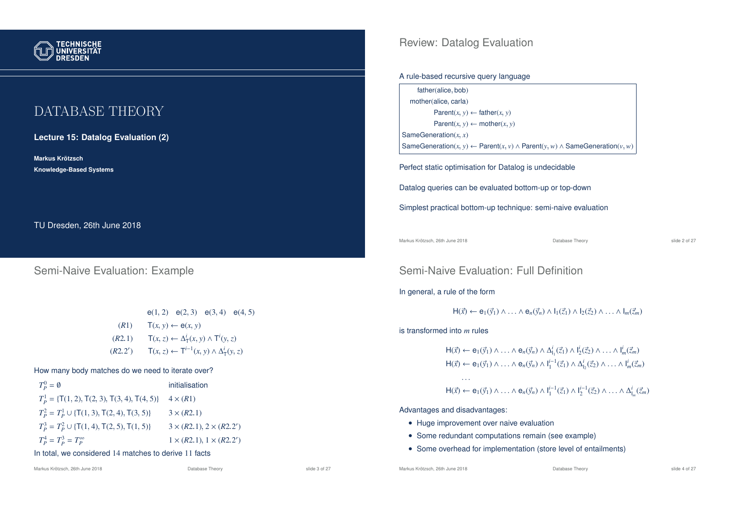# DATABASE THEORY

**Lecture 15: Datalog Evaluation (2)**

**Markus Krötzsch**

**Knowledge-Based Systems**

TU Dresden, 26th June 2018

## Review: Datalog Evaluation

A rule-based recursive query language

$$
\begin{array}{l}
\mathsf{father}(\mathsf{alice}, \mathsf{bob}) \\
\mathsf{mother}(\mathsf{alice}, \mathsf{carla}) \\
\mathsf{Parent}(x, y) \leftarrow \mathsf{father}(x, y) \\
\mathsf{Parent}(x, y) \leftarrow \mathsf{mother}(x, y) \\
\mathsf{SameGeneration}(x, x) \\
\mathsf{SameGeneration}(x, y) \leftarrow \mathsf{Parent}(x, v) \wedge \mathsf{Parent}(y, w) \wedge \mathsf{SameGeneration}(v, w)
\end{array}
$$

Perfect static optimisation for Datalog is undecidable

Datalog queries can be evaluated bottom-up or top-down

Simplest practical bottom-up technique: semi-naive evaluation

## Semi-Naive Evaluation: Example

$$\mathsf{e}(1,2) \quad \mathsf{e}(2,3) \quad \mathsf{e}(3,4) \quad \mathsf{e}(4,5)$$

$$
\begin{array}{ll}
(R1) & \mathsf{T}(x, y) \leftarrow \mathsf{e}(x, y) \\
(R2.1) & \mathsf{T}(x, z) \leftarrow \Delta^i_{\mathsf{T}}(x, y) \wedge \mathsf{T}^i(y, z) \\
(R2.2') & \mathsf{T}(x, z) \leftarrow \mathsf{T}^{i-1}(x, y) \wedge \Delta^i_{\mathsf{T}}(y, z)
\end{array}
$$

How many body matches do we need to iterate over?

| | |
|---|---|
| $T_P^0 = \emptyset$ | initialisation |
| $T_P^1 = \{\mathsf{T}(1,2), \mathsf{T}(2,3), \mathsf{T}(3,4), \mathsf{T}(4,5)\}$ | $4 \times (R1)$ |
| $T_P^2 = T_P^1 \cup \{\mathsf{T}(1,3), \mathsf{T}(2,4), \mathsf{T}(3,5)\}$ | $3 \times (R2.1)$ |
| $T_P^3 = T_P^2 \cup \{\mathsf{T}(1,4), \mathsf{T}(2,5), \mathsf{T}(1,5)\}$ | $3 \times (R2.1)$, $2 \times (R2.2')$ |
| $T_P^4 = T_P^3 = T_P^\infty$ | $1 \times (R2.1)$, $1 \times (R2.2')$ |

In total, we considered 14 matches to derive 11 facts

## Semi-Naive Evaluation: Full Definition

In general, a rule of the form

$$\mathsf{H}(\vec{x}) \leftarrow \mathsf{e}_1(\vec{y}_1) \wedge \ldots \wedge \mathsf{e}_n(\vec{y}_n) \wedge \mathsf{I}_1(\vec{z}_1) \wedge \mathsf{I}_2(\vec{z}_2) \wedge \ldots \wedge \mathsf{I}_m(\vec{z}_m)$$

is transformed into $m$ rules

$$
\begin{array}{l}
\mathsf{H}(\vec{x}) \leftarrow \mathsf{e}_1(\vec{y}_1) \wedge \ldots \wedge \mathsf{e}_n(\vec{y}_n) \wedge \Delta^i_{\mathsf{I}_1}(\vec{z}_1) \wedge \mathsf{I}^i_2(\vec{z}_2) \wedge \ldots \wedge \mathsf{I}^i_m(\vec{z}_m) \\
\mathsf{H}(\vec{x}) \leftarrow \mathsf{e}_1(\vec{y}_1) \wedge \ldots \wedge \mathsf{e}_n(\vec{y}_n) \wedge \mathsf{I}^{i-1}_1(\vec{z}_1) \wedge \Delta^i_{\mathsf{I}_2}(\vec{z}_2) \wedge \ldots \wedge \mathsf{I}^i_m(\vec{z}_m) \\
\quad \ldots \\
\mathsf{H}(\vec{x}) \leftarrow \mathsf{e}_1(\vec{y}_1) \wedge \ldots \wedge \mathsf{e}_n(\vec{y}_n) \wedge \mathsf{I}^{i-1}_1(\vec{z}_1) \wedge \mathsf{I}^{i-1}_2(\vec{z}_2) \wedge \ldots \wedge \Delta^i_{\mathsf{I}_m}(\vec{z}_m)
\end{array}
$$

Advantages and disadvantages:

- Huge improvement over naive evaluation
- Some redundant computations remain (see example)
- Some overhead for implementation (store level of entailments)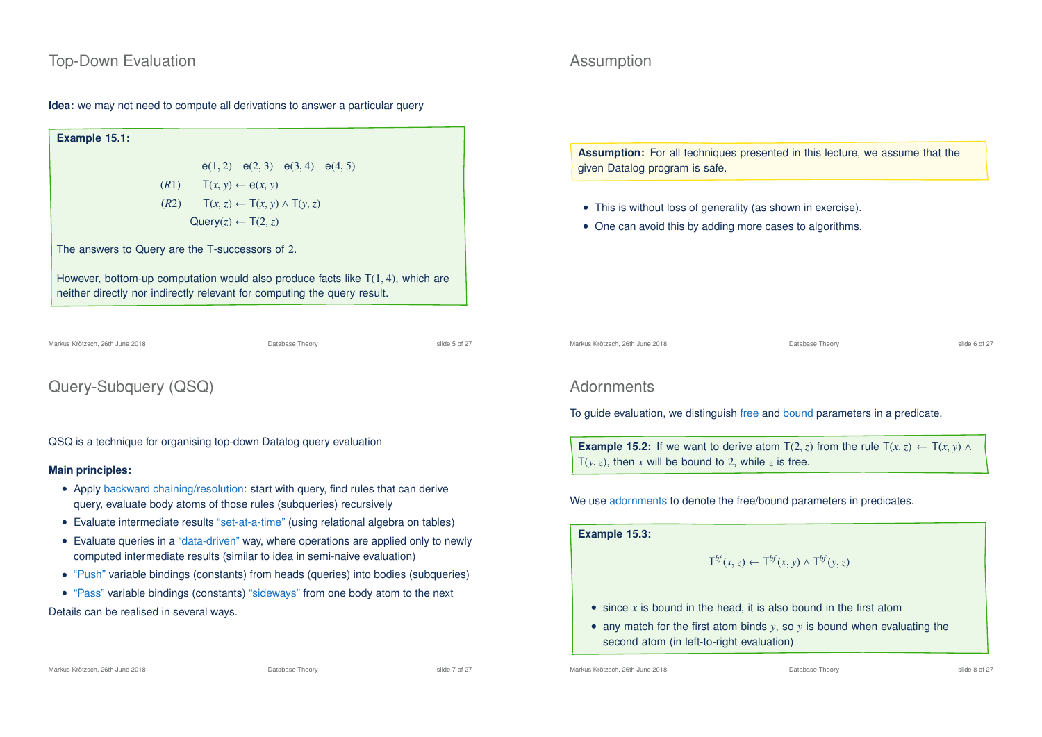## Top-Down Evaluation

**Idea:** we may not need to compute all derivations to answer a particular query

**Example 15.1:**

$$\mathsf{e}(1,2) \quad \mathsf{e}(2,3) \quad \mathsf{e}(3,4) \quad \mathsf{e}(4,5)$$

$$(R1) \qquad \mathsf{T}(x,y) \leftarrow \mathsf{e}(x,y)$$

$$(R2) \qquad \mathsf{T}(x,z) \leftarrow \mathsf{T}(x,y) \wedge \mathsf{T}(y,z)$$

$$\mathsf{Query}(z) \leftarrow \mathsf{T}(2,z)$$

The answers to Query are the T-successors of 2.

However, bottom-up computation would also produce facts like $\mathsf{T}(1,4)$, which are neither directly nor indirectly relevant for computing the query result.

## Assumption

**Assumption:** For all techniques presented in this lecture, we assume that the given Datalog program is safe.

- This is without loss of generality (as shown in exercise).
- One can avoid this by adding more cases to algorithms.

## Query-Subquery (QSQ)

QSQ is a technique for organising top-down Datalog query evaluation

**Main principles:**

- Apply backward chaining/resolution: start with query, find rules that can derive query, evaluate body atoms of those rules (subqueries) recursively
- Evaluate intermediate results "set-at-a-time" (using relational algebra on tables)
- Evaluate queries in a "data-driven" way, where operations are applied only to newly computed intermediate results (similar to idea in semi-naive evaluation)
- "Push" variable bindings (constants) from heads (queries) into bodies (subqueries)
- "Pass" variable bindings (constants) "sideways" from one body atom to the next

Details can be realised in several ways.

## Adornments

To guide evaluation, we distinguish free and bound parameters in a predicate.

**Example 15.2:** If we want to derive atom $\mathsf{T}(2,z)$ from the rule $\mathsf{T}(x,z) \leftarrow \mathsf{T}(x,y) \wedge \mathsf{T}(y,z)$, then $x$ will be bound to 2, while $z$ is free.

We use adornments to denote the free/bound parameters in predicates.

**Example 15.3:**

$$\mathsf{T}^{bf}(x,z) \leftarrow \mathsf{T}^{bf}(x,y) \wedge \mathsf{T}^{bf}(y,z)$$

- since $x$ is bound in the head, it is also bound in the first atom
- any match for the first atom binds $y$, so $y$ is bound when evaluating the second atom (in left-to-right evaluation)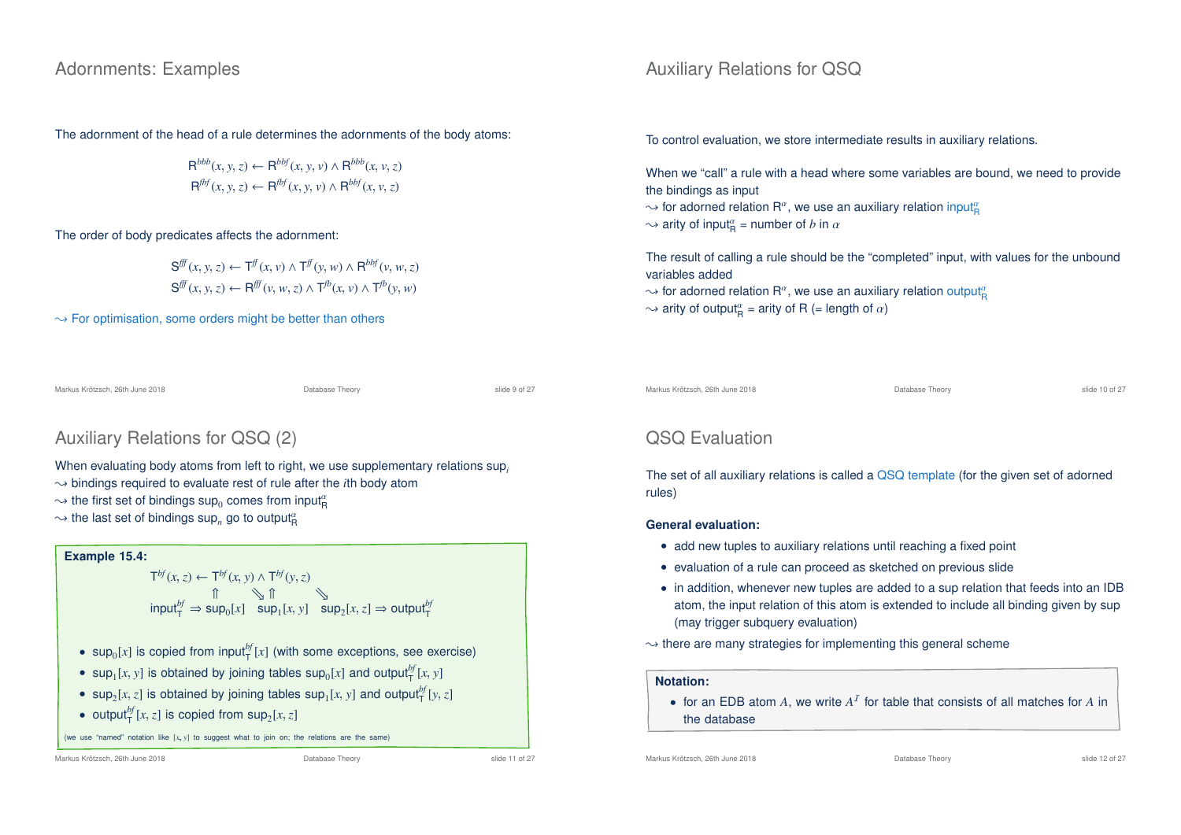## Adornments: Examples

The adornment of the head of a rule determines the adornments of the body atoms:

$$\mathsf{R}^{bbb}(x,y,z) \leftarrow \mathsf{R}^{bbf}(x,y,v) \wedge \mathsf{R}^{bbb}(x,v,z)$$
$$\mathsf{R}^{fbf}(x,y,z) \leftarrow \mathsf{R}^{fbf}(x,y,v) \wedge \mathsf{R}^{bbf}(x,v,z)$$

The order of body predicates affects the adornment:

$$\mathsf{S}^{fff}(x,y,z) \leftarrow \mathsf{T}^{ff}(x,v) \wedge \mathsf{T}^{ff}(y,w) \wedge \mathsf{R}^{bbf}(v,w,z)$$
$$\mathsf{S}^{fff}(x,y,z) \leftarrow \mathsf{R}^{fff}(v,w,z) \wedge \mathsf{T}^{fb}(x,v) \wedge \mathsf{T}^{fb}(y,w)$$

⇝ For optimisation, some orders might be better than others

## Auxiliary Relations for QSQ

To control evaluation, we store intermediate results in auxiliary relations.

When we "call" a rule with a head where some variables are bound, we need to provide the bindings as input
⇝ for adorned relation $\mathsf{R}^{\alpha}$, we use an auxiliary relation $\mathsf{input}^{\alpha}_{\mathsf{R}}$
⇝ arity of $\mathsf{input}^{\alpha}_{\mathsf{R}}$ = number of $b$ in $\alpha$

The result of calling a rule should be the "completed" input, with values for the unbound variables added
⇝ for adorned relation $\mathsf{R}^{\alpha}$, we use an auxiliary relation $\mathsf{output}^{\alpha}_{\mathsf{R}}$
⇝ arity of $\mathsf{output}^{\alpha}_{\mathsf{R}}$ = arity of R (= length of $\alpha$)

## Auxiliary Relations for QSQ (2)

When evaluating body atoms from left to right, we use supplementary relations $\mathsf{sup}_i$
⇝ bindings required to evaluate rest of rule after the $i$th body atom
⇝ the first set of bindings $\mathsf{sup}_0$ comes from $\mathsf{input}^{\alpha}_{\mathsf{R}}$
⇝ the last set of bindings $\mathsf{sup}_n$ go to $\mathsf{output}^{\alpha}_{\mathsf{R}}$

**Example 15.4:**

$$\mathsf{T}^{bf}(x,z) \leftarrow \mathsf{T}^{bf}(x,y) \wedge \mathsf{T}^{bf}(y,z)$$

$$\begin{array}{ccccccc} & \Uparrow & & \searrow\Uparrow & & \searrow & \\ \mathsf{input}^{bf}_{\mathsf{T}} \Rightarrow & \mathsf{sup}_0[x] & & \mathsf{sup}_1[x,y] & & \mathsf{sup}_2[x,z] & \Rightarrow \mathsf{output}^{bf}_{\mathsf{T}} \end{array}$$

- $\mathsf{sup}_0[x]$ is copied from $\mathsf{input}^{bf}_{\mathsf{T}}[x]$ (with some exceptions, see exercise)
- $\mathsf{sup}_1[x,y]$ is obtained by joining tables $\mathsf{sup}_0[x]$ and $\mathsf{output}^{bf}_{\mathsf{T}}[x,y]$
- $\mathsf{sup}_2[x,z]$ is obtained by joining tables $\mathsf{sup}_1[x,y]$ and $\mathsf{output}^{bf}_{\mathsf{T}}[y,z]$
- $\mathsf{output}^{bf}_{\mathsf{T}}[x,z]$ is copied from $\mathsf{sup}_2[x,z]$

(we use "named" notation like $[x,y]$ to suggest what to join on; the relations are the same)

## QSQ Evaluation

The set of all auxiliary relations is called a QSQ template (for the given set of adorned rules)

**General evaluation:**

- add new tuples to auxiliary relations until reaching a fixed point
- evaluation of a rule can proceed as sketched on previous slide
- in addition, whenever new tuples are added to a sup relation that feeds into an IDB atom, the input relation of this atom is extended to include all binding given by sup (may trigger subquery evaluation)

⇝ there are many strategies for implementing this general scheme

**Notation:**

- for an EDB atom $A$, we write $A^{\mathcal{I}}$ for table that consists of all matches for $A$ in the database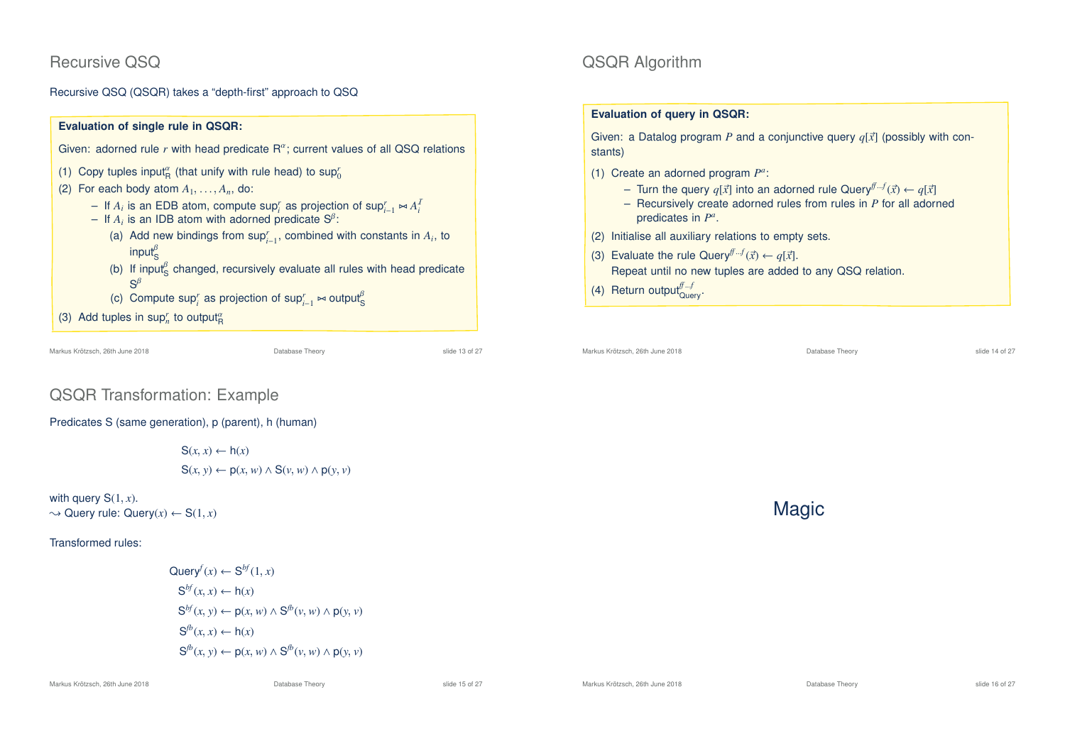## Recursive QSQ

Recursive QSQ (QSQR) takes a "depth-first" approach to QSQ

**Evaluation of single rule in QSQR:**

Given: adorned rule $r$ with head predicate $\mathsf{R}^\alpha$; current values of all QSQ relations

(1) Copy tuples $\mathsf{input}^\alpha_\mathsf{R}$ (that unify with rule head) to $\mathsf{sup}^r_0$

(2) For each body atom $A_1, \ldots, A_n$, do:

- If $A_i$ is an EDB atom, compute $\mathsf{sup}^r_i$ as projection of $\mathsf{sup}^r_{i-1} \bowtie A^I_i$
- If $A_i$ is an IDB atom with adorned predicate $\mathsf{S}^\beta$:
  - (a) Add new bindings from $\mathsf{sup}^r_{i-1}$, combined with constants in $A_i$, to $\mathsf{input}^\beta_\mathsf{S}$
  - (b) If $\mathsf{input}^\beta_\mathsf{S}$ changed, recursively evaluate all rules with head predicate $\mathsf{S}^\beta$
  - (c) Compute $\mathsf{sup}^r_i$ as projection of $\mathsf{sup}^r_{i-1} \bowtie \mathsf{output}^\beta_\mathsf{S}$

(3) Add tuples in $\mathsf{sup}^r_n$ to $\mathsf{output}^\alpha_\mathsf{R}$

## QSQR Algorithm

**Evaluation of query in QSQR:**

Given: a Datalog program $P$ and a conjunctive query $q[\vec{x}]$ (possibly with constants)

(1) Create an adorned program $P^a$:

- Turn the query $q[\vec{x}]$ into an adorned rule $\mathsf{Query}^{ff\ldots f}(\vec{x}) \leftarrow q[\vec{x}]$
- Recursively create adorned rules from rules in $P$ for all adorned predicates in $P^a$.

(2) Initialise all auxiliary relations to empty sets.

(3) Evaluate the rule $\mathsf{Query}^{ff\ldots f}(\vec{x}) \leftarrow q[\vec{x}]$.
Repeat until no new tuples are added to any QSQ relation.

(4) Return $\mathsf{output}^{ff\ldots f}_{\mathsf{Query}}$.

## QSQR Transformation: Example

Predicates S (same generation), p (parent), h (human)

$$\mathsf{S}(x, x) \leftarrow \mathsf{h}(x)$$
$$\mathsf{S}(x, y) \leftarrow \mathsf{p}(x, w) \wedge \mathsf{S}(v, w) \wedge \mathsf{p}(y, v)$$

with query $\mathsf{S}(1, x)$.
$\leadsto$ Query rule: $\mathsf{Query}(x) \leftarrow \mathsf{S}(1, x)$

Transformed rules:

$$\mathsf{Query}^f(x) \leftarrow \mathsf{S}^{bf}(1, x)$$
$$\mathsf{S}^{bf}(x, x) \leftarrow \mathsf{h}(x)$$
$$\mathsf{S}^{bf}(x, y) \leftarrow \mathsf{p}(x, w) \wedge \mathsf{S}^{fb}(v, w) \wedge \mathsf{p}(y, v)$$
$$\mathsf{S}^{fb}(x, x) \leftarrow \mathsf{h}(x)$$
$$\mathsf{S}^{fb}(x, y) \leftarrow \mathsf{p}(x, w) \wedge \mathsf{S}^{fb}(v, w) \wedge \mathsf{p}(y, v)$$

# Magic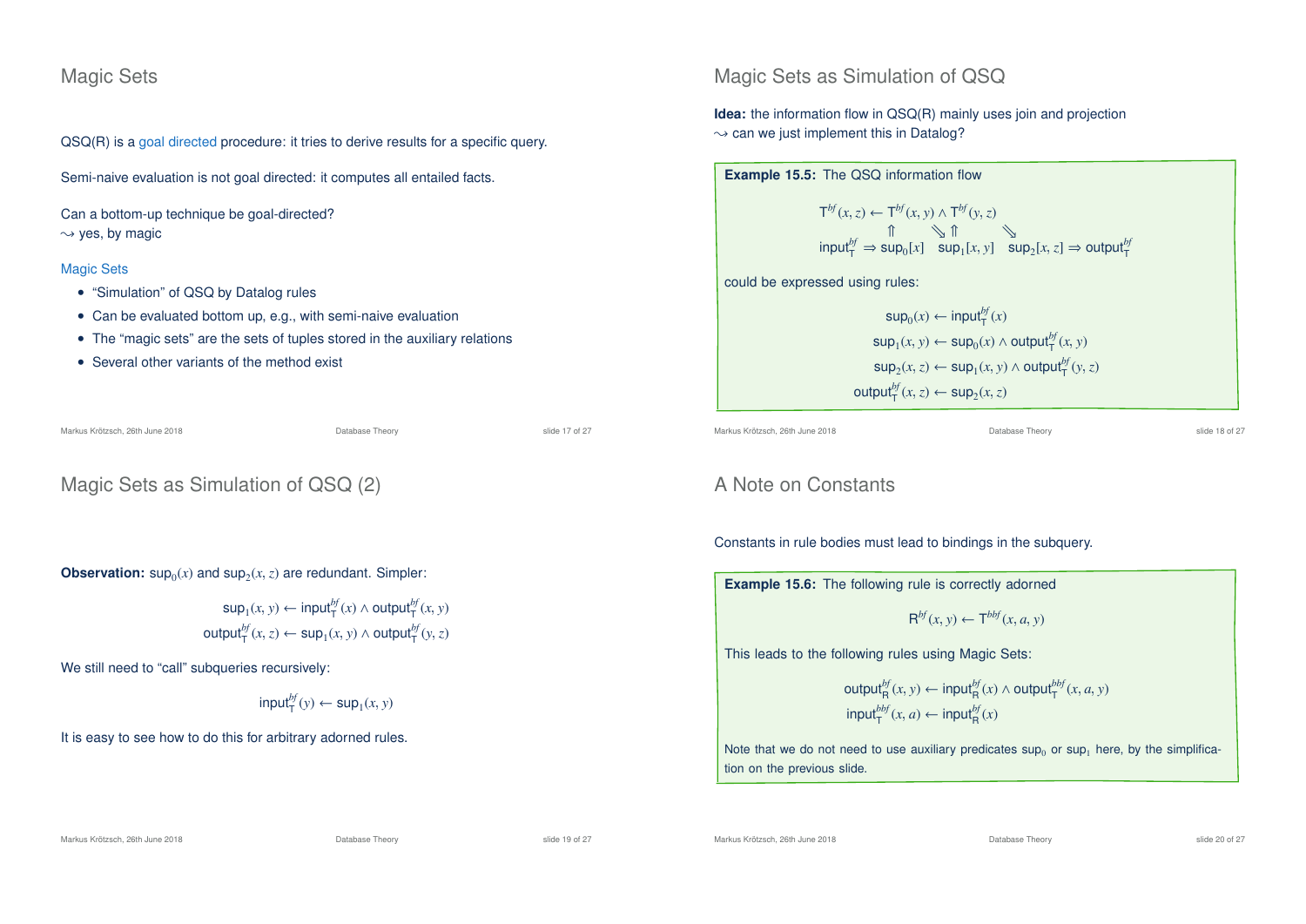# Magic Sets

QSQ(R) is a goal directed procedure: it tries to derive results for a specific query.

Semi-naive evaluation is not goal directed: it computes all entailed facts.

Can a bottom-up technique be goal-directed?
$\leadsto$ yes, by magic

### Magic Sets

- "Simulation" of QSQ by Datalog rules
- Can be evaluated bottom up, e.g., with semi-naive evaluation
- The "magic sets" are the sets of tuples stored in the auxiliary relations
- Several other variants of the method exist

# Magic Sets as Simulation of QSQ

**Idea:** the information flow in QSQ(R) mainly uses join and projection
$\leadsto$ can we just implement this in Datalog?

**Example 15.5:** The QSQ information flow

$$\mathsf{T}^{bf}(x,z) \leftarrow \mathsf{T}^{bf}(x,y) \wedge \mathsf{T}^{bf}(y,z)$$

$$\mathsf{input}^{bf}_{\mathsf{T}} \Rightarrow \mathsf{sup}_0[x] \quad \mathsf{sup}_1[x,y] \quad \mathsf{sup}_2[x,z] \Rightarrow \mathsf{output}^{bf}_{\mathsf{T}}$$

could be expressed using rules:

$$\mathsf{sup}_0(x) \leftarrow \mathsf{input}^{bf}_{\mathsf{T}}(x)$$
$$\mathsf{sup}_1(x,y) \leftarrow \mathsf{sup}_0(x) \wedge \mathsf{output}^{bf}_{\mathsf{T}}(x,y)$$
$$\mathsf{sup}_2(x,z) \leftarrow \mathsf{sup}_1(x,y) \wedge \mathsf{output}^{bf}_{\mathsf{T}}(y,z)$$
$$\mathsf{output}^{bf}_{\mathsf{T}}(x,z) \leftarrow \mathsf{sup}_2(x,z)$$

# Magic Sets as Simulation of QSQ (2)

**Observation:** $\mathsf{sup}_0(x)$ and $\mathsf{sup}_2(x,z)$ are redundant. Simpler:

$$\mathsf{sup}_1(x,y) \leftarrow \mathsf{input}^{bf}_{\mathsf{T}}(x) \wedge \mathsf{output}^{bf}_{\mathsf{T}}(x,y)$$
$$\mathsf{output}^{bf}_{\mathsf{T}}(x,z) \leftarrow \mathsf{sup}_1(x,y) \wedge \mathsf{output}^{bf}_{\mathsf{T}}(y,z)$$

We still need to "call" subqueries recursively:

$$\mathsf{input}^{bf}_{\mathsf{T}}(y) \leftarrow \mathsf{sup}_1(x,y)$$

It is easy to see how to do this for arbitrary adorned rules.

# A Note on Constants

Constants in rule bodies must lead to bindings in the subquery.

**Example 15.6:** The following rule is correctly adorned

$$\mathsf{R}^{bf}(x,y) \leftarrow \mathsf{T}^{bbf}(x,a,y)$$

This leads to the following rules using Magic Sets:

$$\mathsf{output}^{bf}_{\mathsf{R}}(x,y) \leftarrow \mathsf{input}^{bf}_{\mathsf{R}}(x) \wedge \mathsf{output}^{bbf}_{\mathsf{T}}(x,a,y)$$
$$\mathsf{input}^{bbf}_{\mathsf{T}}(x,a) \leftarrow \mathsf{input}^{bf}_{\mathsf{R}}(x)$$

Note that we do not need to use auxiliary predicates $\mathsf{sup}_0$ or $\mathsf{sup}_1$ here, by the simplification on the previous slide.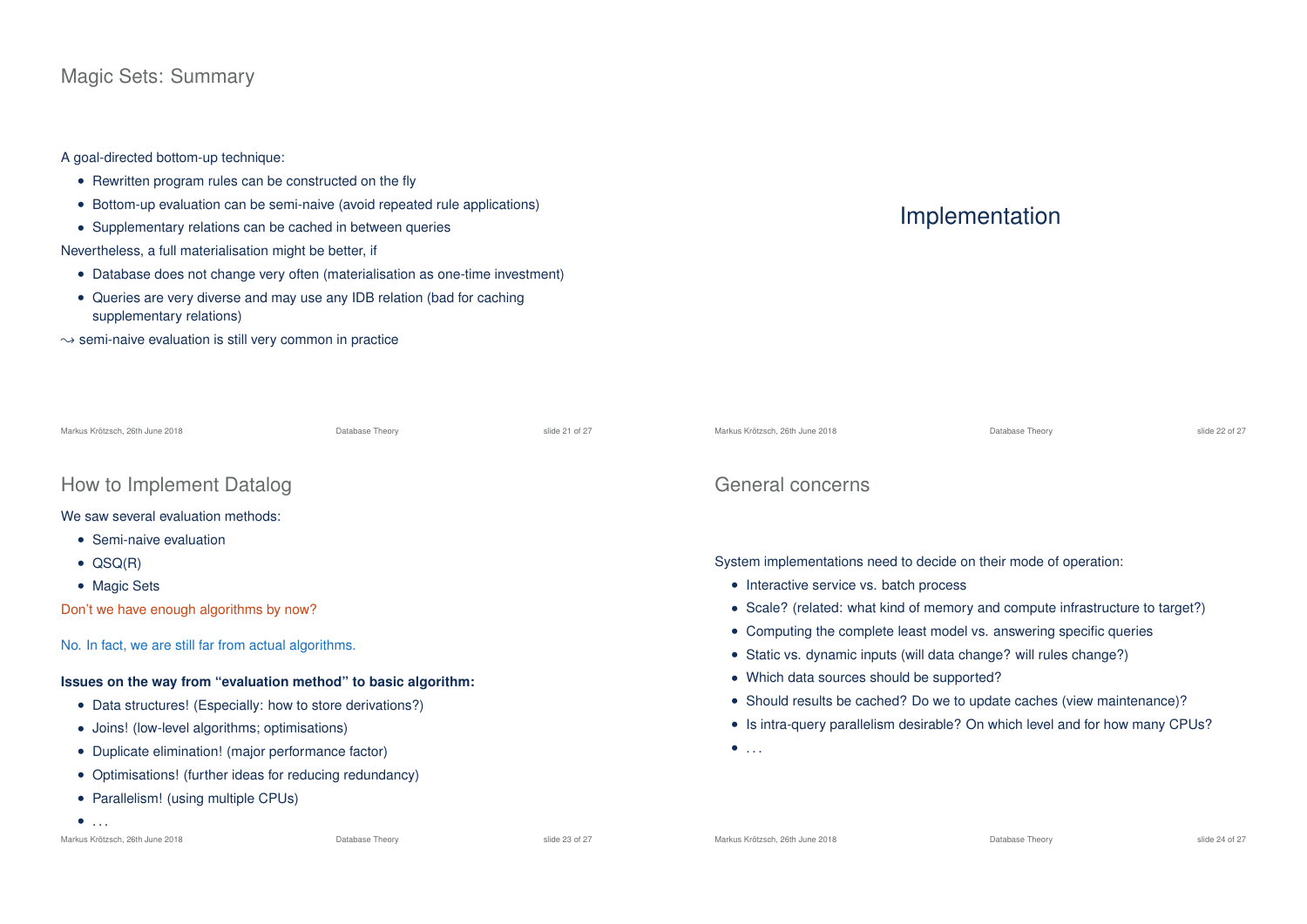## Magic Sets: Summary

A goal-directed bottom-up technique:

- Rewritten program rules can be constructed on the fly
- Bottom-up evaluation can be semi-naive (avoid repeated rule applications)
- Supplementary relations can be cached in between queries

Nevertheless, a full materialisation might be better, if

- Database does not change very often (materialisation as one-time investment)
- Queries are very diverse and may use any IDB relation (bad for caching supplementary relations)

$\leadsto$ semi-naive evaluation is still very common in practice

# Implementation

## How to Implement Datalog

We saw several evaluation methods:

- Semi-naive evaluation
- QSQ(R)
- Magic Sets

Don't we have enough algorithms by now?

No. In fact, we are still far from actual algorithms.

**Issues on the way from "evaluation method" to basic algorithm:**

- Data structures! (Especially: how to store derivations?)
- Joins! (low-level algorithms; optimisations)
- Duplicate elimination! (major performance factor)
- Optimisations! (further ideas for reducing redundancy)
- Parallelism! (using multiple CPUs)
- ...

## General concerns

System implementations need to decide on their mode of operation:

- Interactive service vs. batch process
- Scale? (related: what kind of memory and compute infrastructure to target?)
- Computing the complete least model vs. answering specific queries
- Static vs. dynamic inputs (will data change? will rules change?)
- Which data sources should be supported?
- Should results be cached? Do we to update caches (view maintenance)?
- Is intra-query parallelism desirable? On which level and for how many CPUs?
- ...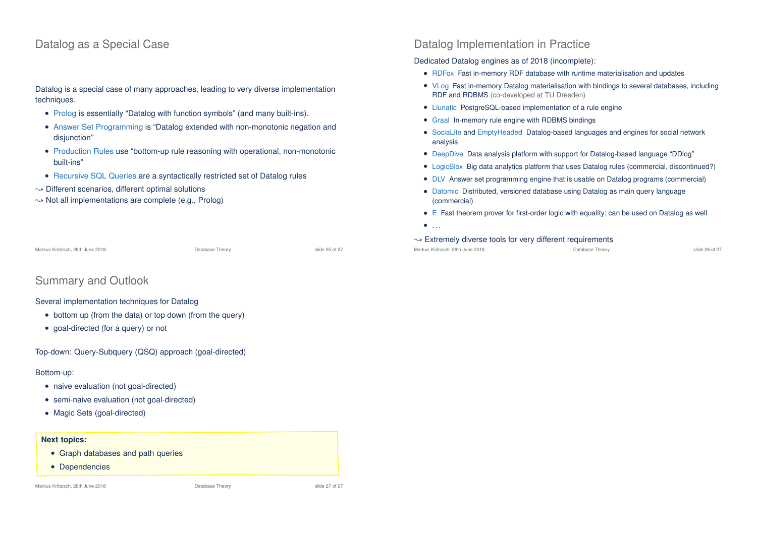## Datalog as a Special Case

Datalog is a special case of many approaches, leading to very diverse implementation techniques.

- Prolog is essentially "Datalog with function symbols" (and many built-ins).
- Answer Set Programming is "Datalog extended with non-monotonic negation and disjunction"
- Production Rules use "bottom-up rule reasoning with operational, non-monotonic built-ins"
- Recursive SQL Queries are a syntactically restricted set of Datalog rules

$\leadsto$ Different scenarios, different optimal solutions
$\leadsto$ Not all implementations are complete (e.g., Prolog)

## Datalog Implementation in Practice

Dedicated Datalog engines as of 2018 (incomplete):

- RDFox Fast in-memory RDF database with runtime materialisation and updates
- VLog Fast in-memory Datalog materialisation with bindings to several databases, including RDF and RDBMS (co-developed at TU Dresden)
- Llunatic PostgreSQL-based implementation of a rule engine
- Graal In-memory rule engine with RDBMS bindings
- SociaLite and EmptyHeaded Datalog-based languages and engines for social network analysis
- DeepDive Data analysis platform with support for Datalog-based language "DDlog"
- LogicBlox Big data analytics platform that uses Datalog rules (commercial, discontinued?)
- DLV Answer set programming engine that is usable on Datalog programs (commercial)
- Datomic Distributed, versioned database using Datalog as main query language (commercial)
- E Fast theorem prover for first-order logic with equality; can be used on Datalog as well
- ...

$\leadsto$ Extremely diverse tools for very different requirements

## Summary and Outlook

Several implementation techniques for Datalog

- bottom up (from the data) or top down (from the query)
- goal-directed (for a query) or not

Top-down: Query-Subquery (QSQ) approach (goal-directed)

Bottom-up:

- naive evaluation (not goal-directed)
- semi-naive evaluation (not goal-directed)
- Magic Sets (goal-directed)

**Next topics:**

- Graph databases and path queries
- Dependencies